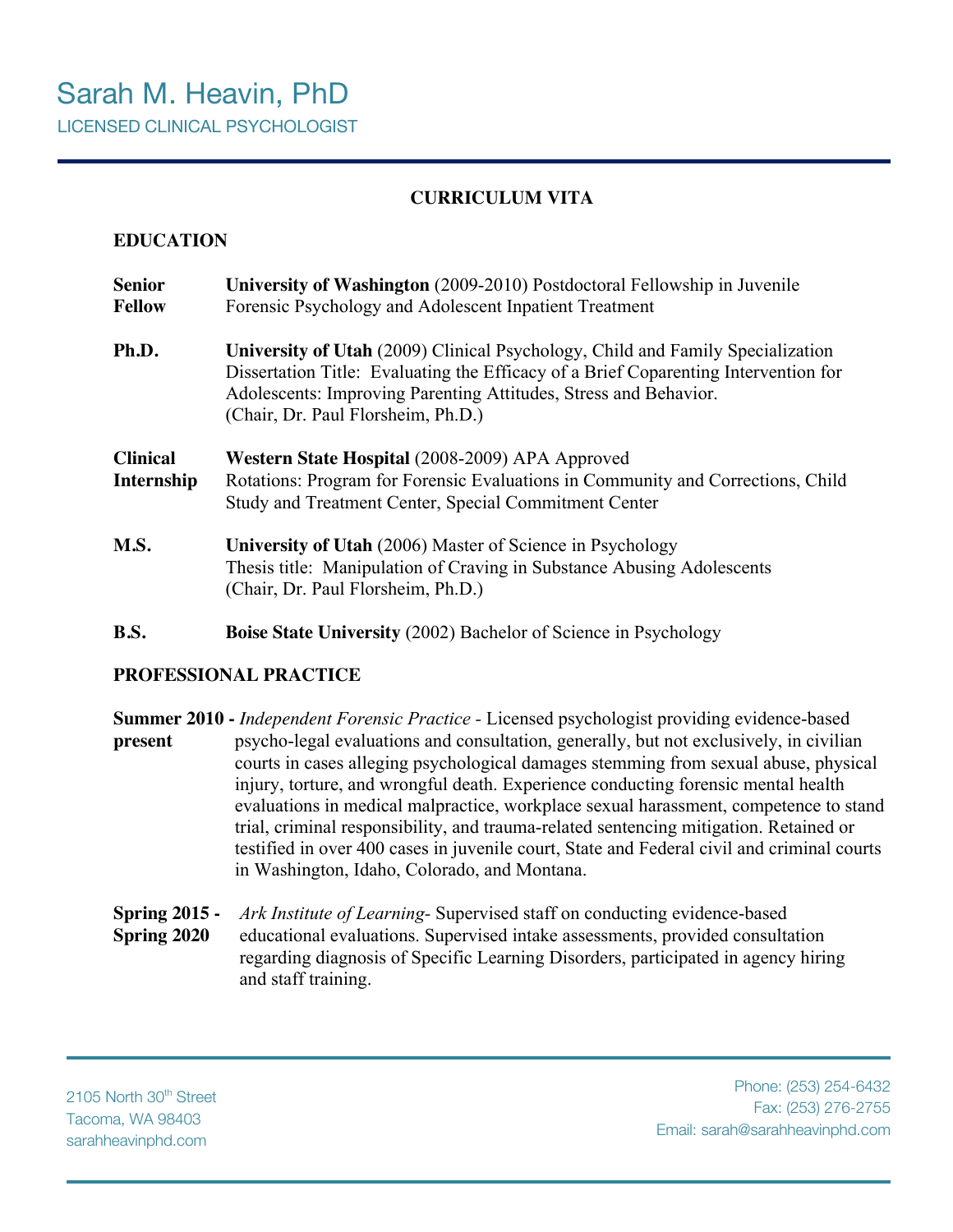# Sarah M. Heavin, PhD

LICENSED CLINICAL PSYCHOLOGIST

## CURRICULUM VITA

### EDUCATION

**Senior Fellow** — **University of Washington** (2009-2010) Postdoctoral Fellowship in Juvenile Forensic Psychology and Adolescent Inpatient Treatment

**Ph.D.** — **University of Utah** (2009) Clinical Psychology, Child and Family Specialization
Dissertation Title: Evaluating the Efficacy of a Brief Coparenting Intervention for Adolescents: Improving Parenting Attitudes, Stress and Behavior.
(Chair, Dr. Paul Florsheim, Ph.D.)

**Clinical Internship** — **Western State Hospital** (2008-2009) APA Approved
Rotations: Program for Forensic Evaluations in Community and Corrections, Child Study and Treatment Center, Special Commitment Center

**M.S.** — **University of Utah** (2006) Master of Science in Psychology
Thesis title: Manipulation of Craving in Substance Abusing Adolescents
(Chair, Dr. Paul Florsheim, Ph.D.)

**B.S.** — **Boise State University** (2002) Bachelor of Science in Psychology

### PROFESSIONAL PRACTICE

**Summer 2010 - present** — *Independent Forensic Practice* - Licensed psychologist providing evidence-based psycho-legal evaluations and consultation, generally, but not exclusively, in civilian courts in cases alleging psychological damages stemming from sexual abuse, physical injury, torture, and wrongful death. Experience conducting forensic mental health evaluations in medical malpractice, workplace sexual harassment, competence to stand trial, criminal responsibility, and trauma-related sentencing mitigation. Retained or testified in over 400 cases in juvenile court, State and Federal civil and criminal courts in Washington, Idaho, Colorado, and Montana.

**Spring 2015 - Spring 2020** — *Ark Institute of Learning*- Supervised staff on conducting evidence-based educational evaluations. Supervised intake assessments, provided consultation regarding diagnosis of Specific Learning Disorders, participated in agency hiring and staff training.

2105 North 30th Street
Tacoma, WA 98403
sarahheavinphd.com

Phone: (253) 254-6432
Fax: (253) 276-2755
Email: sarah@sarahheavinphd.com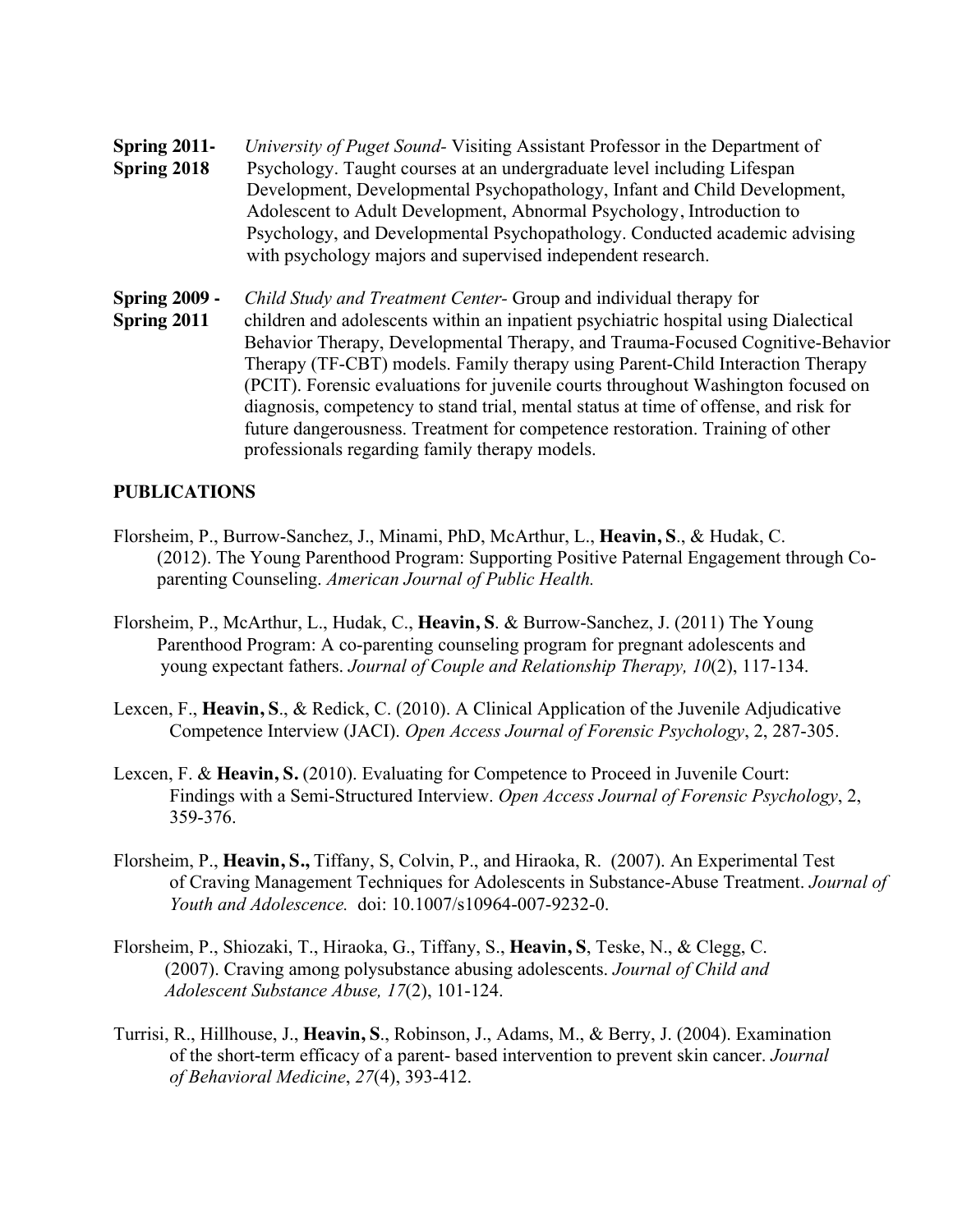**Spring 2011- Spring 2018** *University of Puget Sound*- Visiting Assistant Professor in the Department of Psychology. Taught courses at an undergraduate level including Lifespan Development, Developmental Psychopathology, Infant and Child Development, Adolescent to Adult Development, Abnormal Psychology, Introduction to Psychology, and Developmental Psychopathology. Conducted academic advising with psychology majors and supervised independent research.

**Spring 2009 - Spring 2011** *Child Study and Treatment Center*- Group and individual therapy for children and adolescents within an inpatient psychiatric hospital using Dialectical Behavior Therapy, Developmental Therapy, and Trauma-Focused Cognitive-Behavior Therapy (TF-CBT) models. Family therapy using Parent-Child Interaction Therapy (PCIT). Forensic evaluations for juvenile courts throughout Washington focused on diagnosis, competency to stand trial, mental status at time of offense, and risk for future dangerousness. Treatment for competence restoration. Training of other professionals regarding family therapy models.

## PUBLICATIONS

Florsheim, P., Burrow-Sanchez, J., Minami, PhD, McArthur, L., **Heavin, S**., & Hudak, C. (2012). The Young Parenthood Program: Supporting Positive Paternal Engagement through Co-parenting Counseling. *American Journal of Public Health.*

Florsheim, P., McArthur, L., Hudak, C., **Heavin, S**. & Burrow-Sanchez, J. (2011) The Young Parenthood Program: A co-parenting counseling program for pregnant adolescents and young expectant fathers. *Journal of Couple and Relationship Therapy, 10*(2), 117-134.

Lexcen, F., **Heavin, S**., & Redick, C. (2010). A Clinical Application of the Juvenile Adjudicative Competence Interview (JACI). *Open Access Journal of Forensic Psychology*, 2, 287-305.

Lexcen, F. & **Heavin, S.** (2010). Evaluating for Competence to Proceed in Juvenile Court: Findings with a Semi-Structured Interview. *Open Access Journal of Forensic Psychology*, 2, 359-376.

Florsheim, P., **Heavin, S.,** Tiffany, S, Colvin, P., and Hiraoka, R. (2007). An Experimental Test of Craving Management Techniques for Adolescents in Substance-Abuse Treatment. *Journal of Youth and Adolescence.* doi: 10.1007/s10964-007-9232-0.

Florsheim, P., Shiozaki, T., Hiraoka, G., Tiffany, S., **Heavin, S**, Teske, N., & Clegg, C. (2007). Craving among polysubstance abusing adolescents. *Journal of Child and Adolescent Substance Abuse, 17*(2), 101-124.

Turrisi, R., Hillhouse, J., **Heavin, S**., Robinson, J., Adams, M., & Berry, J. (2004). Examination of the short-term efficacy of a parent- based intervention to prevent skin cancer. *Journal of Behavioral Medicine*, *27*(4), 393-412.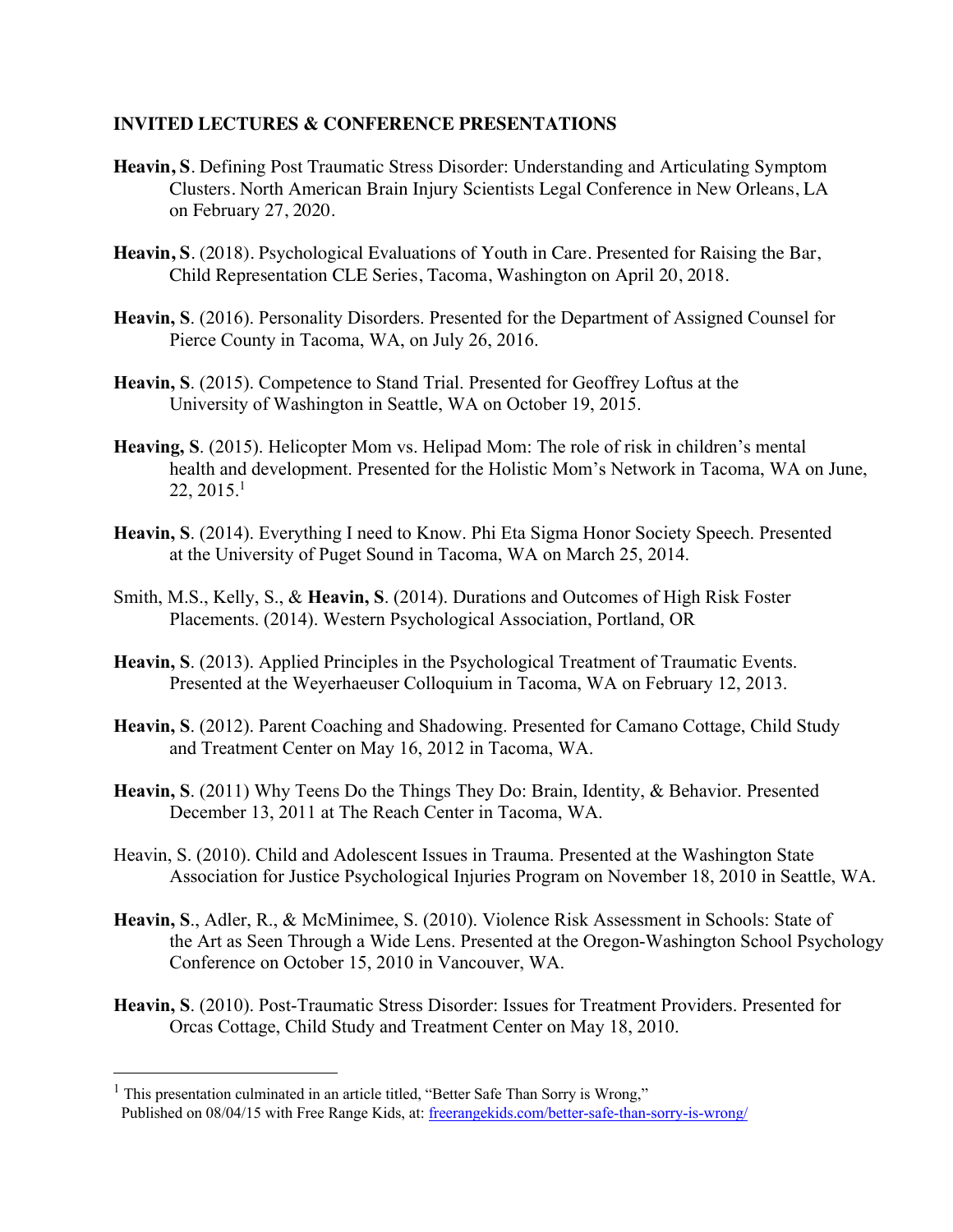**INVITED LECTURES & CONFERENCE PRESENTATIONS**

**Heavin, S**. Defining Post Traumatic Stress Disorder: Understanding and Articulating Symptom Clusters. North American Brain Injury Scientists Legal Conference in New Orleans, LA on February 27, 2020.

**Heavin, S**. (2018). Psychological Evaluations of Youth in Care. Presented for Raising the Bar, Child Representation CLE Series, Tacoma, Washington on April 20, 2018.

**Heavin, S**. (2016). Personality Disorders. Presented for the Department of Assigned Counsel for Pierce County in Tacoma, WA, on July 26, 2016.

**Heavin, S**. (2015). Competence to Stand Trial. Presented for Geoffrey Loftus at the University of Washington in Seattle, WA on October 19, 2015.

**Heaving, S**. (2015). Helicopter Mom vs. Helipad Mom: The role of risk in children's mental health and development. Presented for the Holistic Mom's Network in Tacoma, WA on June, 22, 2015.[1]

**Heavin, S**. (2014). Everything I need to Know. Phi Eta Sigma Honor Society Speech. Presented at the University of Puget Sound in Tacoma, WA on March 25, 2014.

Smith, M.S., Kelly, S., & **Heavin, S**. (2014). Durations and Outcomes of High Risk Foster Placements. (2014). Western Psychological Association, Portland, OR

**Heavin, S**. (2013). Applied Principles in the Psychological Treatment of Traumatic Events. Presented at the Weyerhaeuser Colloquium in Tacoma, WA on February 12, 2013.

**Heavin, S**. (2012). Parent Coaching and Shadowing. Presented for Camano Cottage, Child Study and Treatment Center on May 16, 2012 in Tacoma, WA.

**Heavin, S**. (2011) Why Teens Do the Things They Do: Brain, Identity, & Behavior. Presented December 13, 2011 at The Reach Center in Tacoma, WA.

Heavin, S. (2010). Child and Adolescent Issues in Trauma. Presented at the Washington State Association for Justice Psychological Injuries Program on November 18, 2010 in Seattle, WA.

**Heavin, S**., Adler, R., & McMinimee, S. (2010). Violence Risk Assessment in Schools: State of the Art as Seen Through a Wide Lens. Presented at the Oregon-Washington School Psychology Conference on October 15, 2010 in Vancouver, WA.

**Heavin, S**. (2010). Post-Traumatic Stress Disorder: Issues for Treatment Providers. Presented for Orcas Cottage, Child Study and Treatment Center on May 18, 2010.

---

[1] This presentation culminated in an article titled, "Better Safe Than Sorry is Wrong," Published on 08/04/15 with Free Range Kids, at: freerangekids.com/better-safe-than-sorry-is-wrong/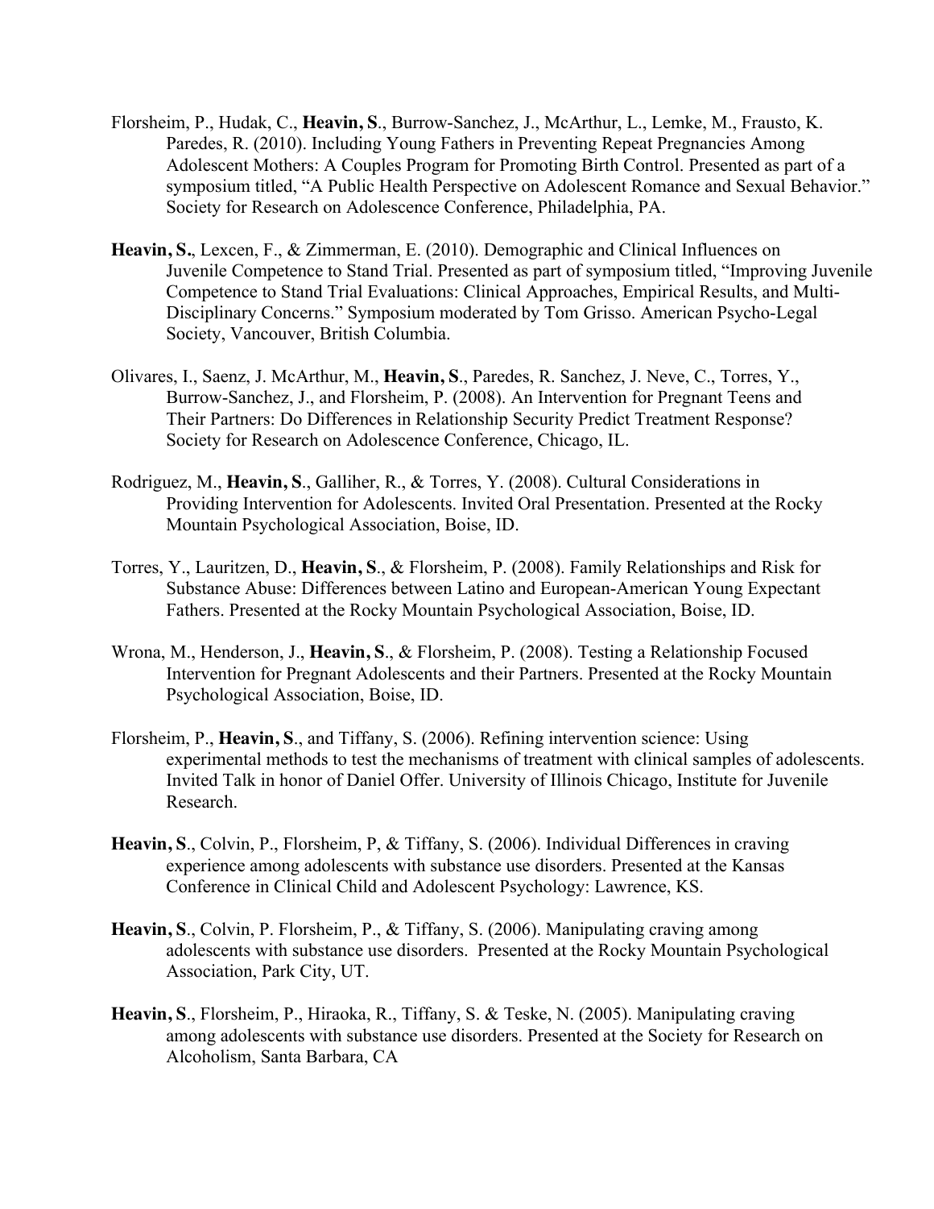Florsheim, P., Hudak, C., **Heavin, S**., Burrow-Sanchez, J., McArthur, L., Lemke, M., Frausto, K. Paredes, R. (2010). Including Young Fathers in Preventing Repeat Pregnancies Among Adolescent Mothers: A Couples Program for Promoting Birth Control. Presented as part of a symposium titled, "A Public Health Perspective on Adolescent Romance and Sexual Behavior." Society for Research on Adolescence Conference, Philadelphia, PA.

**Heavin, S.**, Lexcen, F., & Zimmerman, E. (2010). Demographic and Clinical Influences on Juvenile Competence to Stand Trial. Presented as part of symposium titled, "Improving Juvenile Competence to Stand Trial Evaluations: Clinical Approaches, Empirical Results, and Multi-Disciplinary Concerns." Symposium moderated by Tom Grisso. American Psycho-Legal Society, Vancouver, British Columbia.

Olivares, I., Saenz, J. McArthur, M., **Heavin, S**., Paredes, R. Sanchez, J. Neve, C., Torres, Y., Burrow-Sanchez, J., and Florsheim, P. (2008). An Intervention for Pregnant Teens and Their Partners: Do Differences in Relationship Security Predict Treatment Response? Society for Research on Adolescence Conference, Chicago, IL.

Rodriguez, M., **Heavin, S**., Galliher, R., & Torres, Y. (2008). Cultural Considerations in Providing Intervention for Adolescents. Invited Oral Presentation. Presented at the Rocky Mountain Psychological Association, Boise, ID.

Torres, Y., Lauritzen, D., **Heavin, S**., & Florsheim, P. (2008). Family Relationships and Risk for Substance Abuse: Differences between Latino and European-American Young Expectant Fathers. Presented at the Rocky Mountain Psychological Association, Boise, ID.

Wrona, M., Henderson, J., **Heavin, S**., & Florsheim, P. (2008). Testing a Relationship Focused Intervention for Pregnant Adolescents and their Partners. Presented at the Rocky Mountain Psychological Association, Boise, ID.

Florsheim, P., **Heavin, S**., and Tiffany, S. (2006). Refining intervention science: Using experimental methods to test the mechanisms of treatment with clinical samples of adolescents. Invited Talk in honor of Daniel Offer. University of Illinois Chicago, Institute for Juvenile Research.

**Heavin, S**., Colvin, P., Florsheim, P, & Tiffany, S. (2006). Individual Differences in craving experience among adolescents with substance use disorders. Presented at the Kansas Conference in Clinical Child and Adolescent Psychology: Lawrence, KS.

**Heavin, S**., Colvin, P. Florsheim, P., & Tiffany, S. (2006). Manipulating craving among adolescents with substance use disorders. Presented at the Rocky Mountain Psychological Association, Park City, UT.

**Heavin, S**., Florsheim, P., Hiraoka, R., Tiffany, S. & Teske, N. (2005). Manipulating craving among adolescents with substance use disorders. Presented at the Society for Research on Alcoholism, Santa Barbara, CA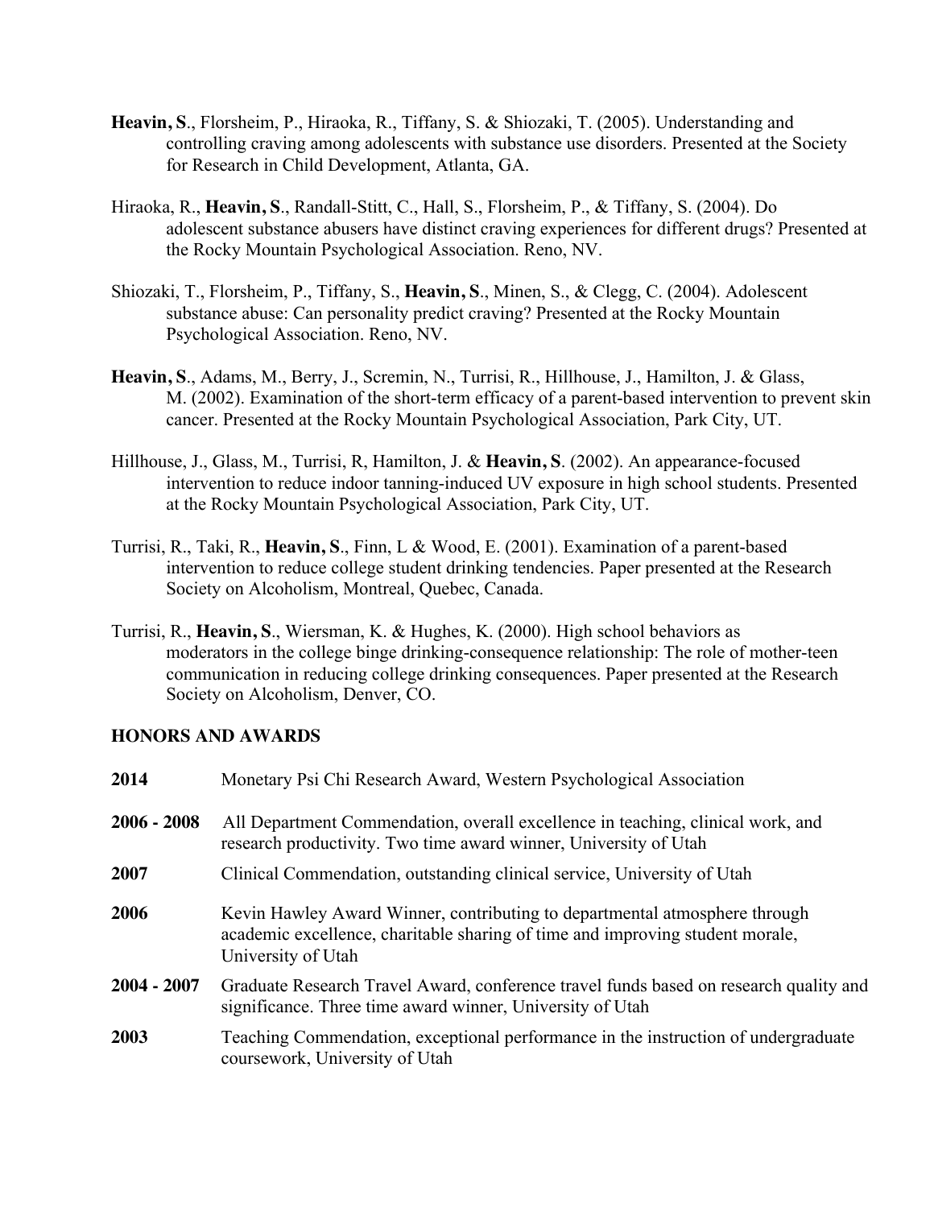**Heavin, S**., Florsheim, P., Hiraoka, R., Tiffany, S. & Shiozaki, T. (2005). Understanding and controlling craving among adolescents with substance use disorders. Presented at the Society for Research in Child Development, Atlanta, GA.

Hiraoka, R., **Heavin, S**., Randall-Stitt, C., Hall, S., Florsheim, P., & Tiffany, S. (2004). Do adolescent substance abusers have distinct craving experiences for different drugs? Presented at the Rocky Mountain Psychological Association. Reno, NV.

Shiozaki, T., Florsheim, P., Tiffany, S., **Heavin, S**., Minen, S., & Clegg, C. (2004). Adolescent substance abuse: Can personality predict craving? Presented at the Rocky Mountain Psychological Association. Reno, NV.

**Heavin, S**., Adams, M., Berry, J., Scremin, N., Turrisi, R., Hillhouse, J., Hamilton, J. & Glass, M. (2002). Examination of the short-term efficacy of a parent-based intervention to prevent skin cancer. Presented at the Rocky Mountain Psychological Association, Park City, UT.

Hillhouse, J., Glass, M., Turrisi, R, Hamilton, J. & **Heavin, S**. (2002). An appearance-focused intervention to reduce indoor tanning-induced UV exposure in high school students. Presented at the Rocky Mountain Psychological Association, Park City, UT.

Turrisi, R., Taki, R., **Heavin, S**., Finn, L & Wood, E. (2001). Examination of a parent-based intervention to reduce college student drinking tendencies. Paper presented at the Research Society on Alcoholism, Montreal, Quebec, Canada.

Turrisi, R., **Heavin, S**., Wiersman, K. & Hughes, K. (2000). High school behaviors as moderators in the college binge drinking-consequence relationship: The role of mother-teen communication in reducing college drinking consequences. Paper presented at the Research Society on Alcoholism, Denver, CO.

## HONORS AND AWARDS

**2014** Monetary Psi Chi Research Award, Western Psychological Association

**2006 - 2008** All Department Commendation, overall excellence in teaching, clinical work, and research productivity. Two time award winner, University of Utah

**2007** Clinical Commendation, outstanding clinical service, University of Utah

**2006** Kevin Hawley Award Winner, contributing to departmental atmosphere through academic excellence, charitable sharing of time and improving student morale, University of Utah

**2004 - 2007** Graduate Research Travel Award, conference travel funds based on research quality and significance. Three time award winner, University of Utah

**2003** Teaching Commendation, exceptional performance in the instruction of undergraduate coursework, University of Utah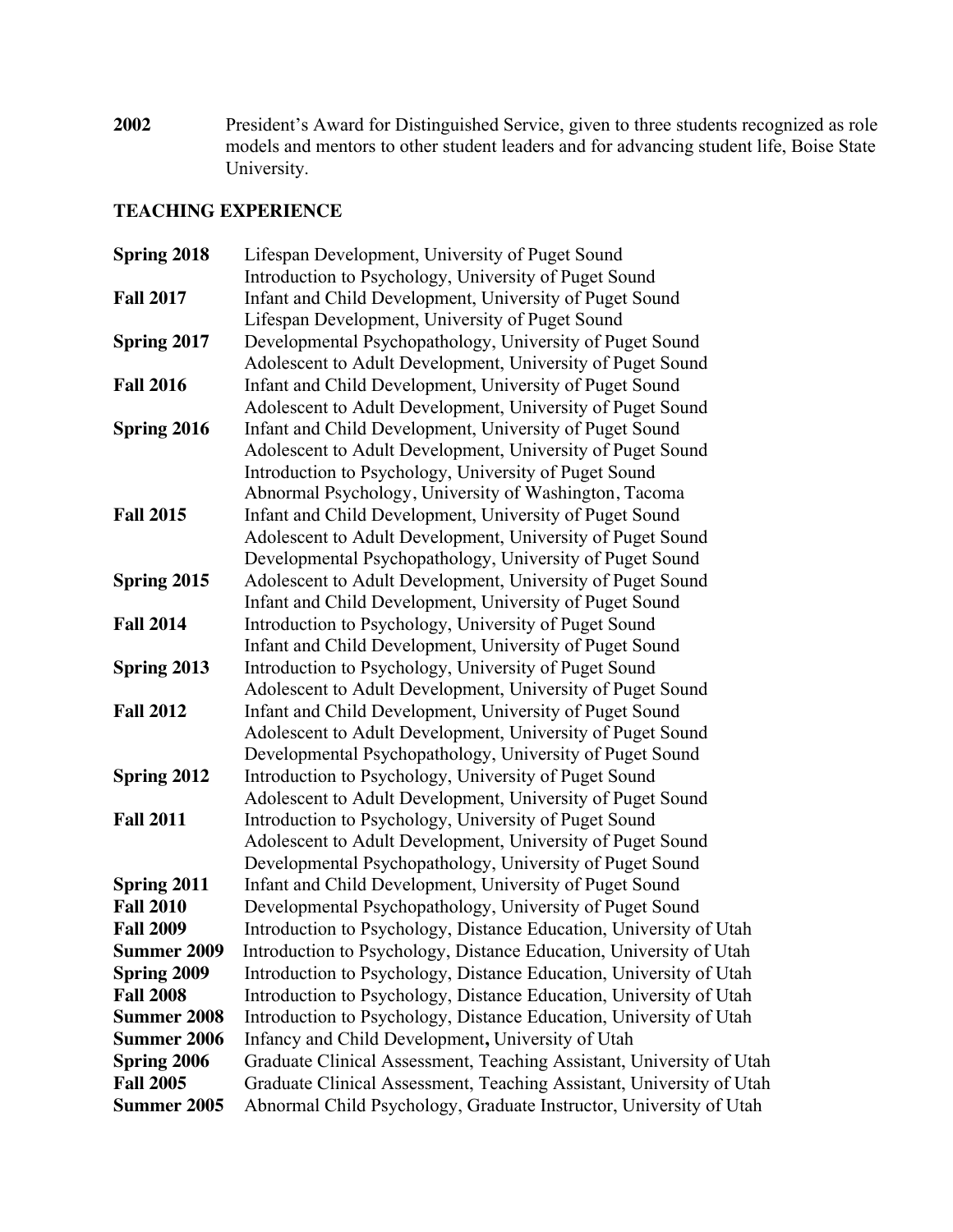**2002** President's Award for Distinguished Service, given to three students recognized as role models and mentors to other student leaders and for advancing student life, Boise State University.

## TEACHING EXPERIENCE

**Spring 2018** Lifespan Development, University of Puget Sound
Introduction to Psychology, University of Puget Sound

**Fall 2017** Infant and Child Development, University of Puget Sound
Lifespan Development, University of Puget Sound

**Spring 2017** Developmental Psychopathology, University of Puget Sound
Adolescent to Adult Development, University of Puget Sound

**Fall 2016** Infant and Child Development, University of Puget Sound
Adolescent to Adult Development, University of Puget Sound

**Spring 2016** Infant and Child Development, University of Puget Sound
Adolescent to Adult Development, University of Puget Sound
Introduction to Psychology, University of Puget Sound
Abnormal Psychology, University of Washington, Tacoma

**Fall 2015** Infant and Child Development, University of Puget Sound
Adolescent to Adult Development, University of Puget Sound
Developmental Psychopathology, University of Puget Sound

**Spring 2015** Adolescent to Adult Development, University of Puget Sound
Infant and Child Development, University of Puget Sound

**Fall 2014** Introduction to Psychology, University of Puget Sound
Infant and Child Development, University of Puget Sound

**Spring 2013** Introduction to Psychology, University of Puget Sound
Adolescent to Adult Development, University of Puget Sound

**Fall 2012** Infant and Child Development, University of Puget Sound
Adolescent to Adult Development, University of Puget Sound
Developmental Psychopathology, University of Puget Sound

**Spring 2012** Introduction to Psychology, University of Puget Sound
Adolescent to Adult Development, University of Puget Sound

**Fall 2011** Introduction to Psychology, University of Puget Sound
Adolescent to Adult Development, University of Puget Sound
Developmental Psychopathology, University of Puget Sound

**Spring 2011** Infant and Child Development, University of Puget Sound

**Fall 2010** Developmental Psychopathology, University of Puget Sound

**Fall 2009** Introduction to Psychology, Distance Education, University of Utah

**Summer 2009** Introduction to Psychology, Distance Education, University of Utah

**Spring 2009** Introduction to Psychology, Distance Education, University of Utah

**Fall 2008** Introduction to Psychology, Distance Education, University of Utah

**Summer 2008** Introduction to Psychology, Distance Education, University of Utah

**Summer 2006** Infancy and Child Development**,** University of Utah

**Spring 2006** Graduate Clinical Assessment, Teaching Assistant, University of Utah

**Fall 2005** Graduate Clinical Assessment, Teaching Assistant, University of Utah

**Summer 2005** Abnormal Child Psychology, Graduate Instructor, University of Utah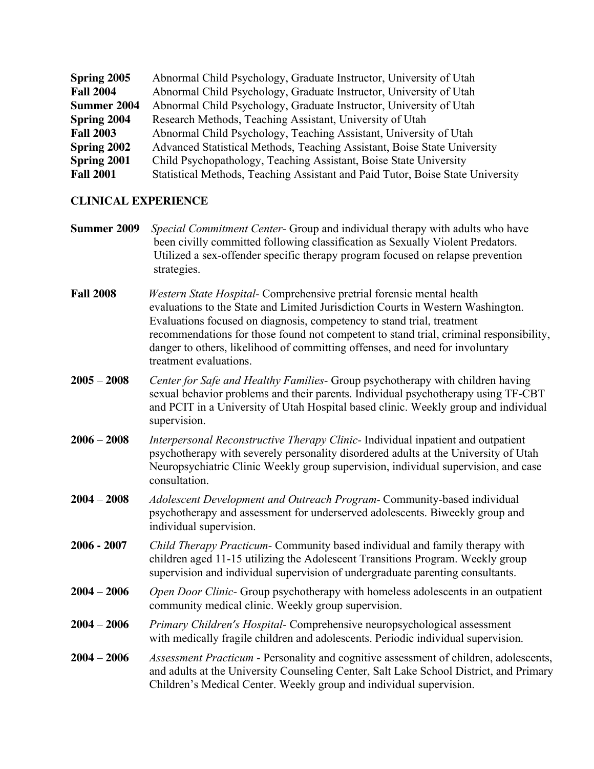**Spring 2005** Abnormal Child Psychology, Graduate Instructor, University of Utah
**Fall 2004** Abnormal Child Psychology, Graduate Instructor, University of Utah
**Summer 2004** Abnormal Child Psychology, Graduate Instructor, University of Utah
**Spring 2004** Research Methods, Teaching Assistant, University of Utah
**Fall 2003** Abnormal Child Psychology, Teaching Assistant, University of Utah
**Spring 2002** Advanced Statistical Methods, Teaching Assistant, Boise State University
**Spring 2001** Child Psychopathology, Teaching Assistant, Boise State University
**Fall 2001** Statistical Methods, Teaching Assistant and Paid Tutor, Boise State University

**CLINICAL EXPERIENCE**

**Summer 2009** *Special Commitment Center*- Group and individual therapy with adults who have been civilly committed following classification as Sexually Violent Predators. Utilized a sex-offender specific therapy program focused on relapse prevention strategies.

**Fall 2008** *Western State Hospital*- Comprehensive pretrial forensic mental health evaluations to the State and Limited Jurisdiction Courts in Western Washington. Evaluations focused on diagnosis, competency to stand trial, treatment recommendations for those found not competent to stand trial, criminal responsibility, danger to others, likelihood of committing offenses, and need for involuntary treatment evaluations.

**2005 – 2008** *Center for Safe and Healthy Families*- Group psychotherapy with children having sexual behavior problems and their parents. Individual psychotherapy using TF-CBT and PCIT in a University of Utah Hospital based clinic. Weekly group and individual supervision.

**2006 – 2008** *Interpersonal Reconstructive Therapy Clinic*- Individual inpatient and outpatient psychotherapy with severely personality disordered adults at the University of Utah Neuropsychiatric Clinic Weekly group supervision, individual supervision, and case consultation.

**2004 – 2008** *Adolescent Development and Outreach Program*- Community-based individual psychotherapy and assessment for underserved adolescents. Biweekly group and individual supervision.

**2006 - 2007** *Child Therapy Practicum*- Community based individual and family therapy with children aged 11-15 utilizing the Adolescent Transitions Program. Weekly group supervision and individual supervision of undergraduate parenting consultants.

**2004 – 2006** *Open Door Clinic*- Group psychotherapy with homeless adolescents in an outpatient community medical clinic. Weekly group supervision.

**2004 – 2006** *Primary Children's Hospital*- Comprehensive neuropsychological assessment with medically fragile children and adolescents. Periodic individual supervision.

**2004 – 2006** *Assessment Practicum* - Personality and cognitive assessment of children, adolescents, and adults at the University Counseling Center, Salt Lake School District, and Primary Children's Medical Center. Weekly group and individual supervision.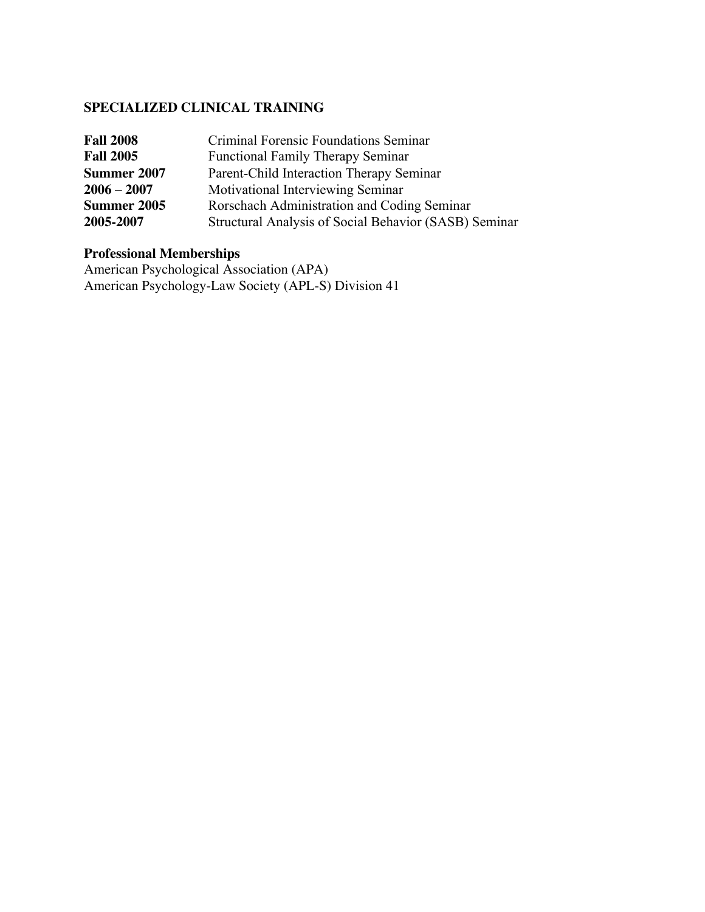## SPECIALIZED CLINICAL TRAINING

| | |
|---|---|
| **Fall 2008** | Criminal Forensic Foundations Seminar |
| **Fall 2005** | Functional Family Therapy Seminar |
| **Summer 2007** | Parent-Child Interaction Therapy Seminar |
| **2006 – 2007** | Motivational Interviewing Seminar |
| **Summer 2005** | Rorschach Administration and Coding Seminar |
| **2005-2007** | Structural Analysis of Social Behavior (SASB) Seminar |

### Professional Memberships

American Psychological Association (APA)
American Psychology-Law Society (APL-S) Division 41